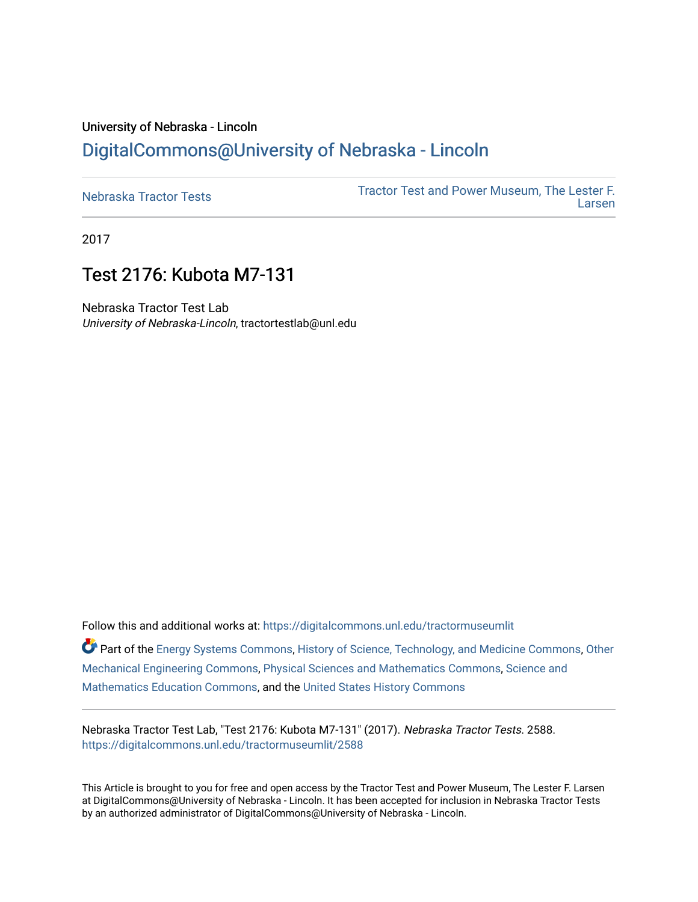University of Nebraska - Lincoln

# DigitalCommons@University of Nebraska - Lincoln

Nebraska Tractor Tests

Tractor Test and Power Museum, The Lester F. Larsen

2017

## Test 2176: Kubota M7-131

Nebraska Tractor Test Lab

*University of Nebraska-Lincoln*, tractortestlab@unl.edu

Follow this and additional works at: https://digitalcommons.unl.edu/tractormuseumlit

Part of the Energy Systems Commons, History of Science, Technology, and Medicine Commons, Other Mechanical Engineering Commons, Physical Sciences and Mathematics Commons, Science and Mathematics Education Commons, and the United States History Commons

Nebraska Tractor Test Lab, "Test 2176: Kubota M7-131" (2017). *Nebraska Tractor Tests*. 2588.
https://digitalcommons.unl.edu/tractormuseumlit/2588

This Article is brought to you for free and open access by the Tractor Test and Power Museum, The Lester F. Larsen at DigitalCommons@University of Nebraska - Lincoln. It has been accepted for inclusion in Nebraska Tractor Tests by an authorized administrator of DigitalCommons@University of Nebraska - Lincoln.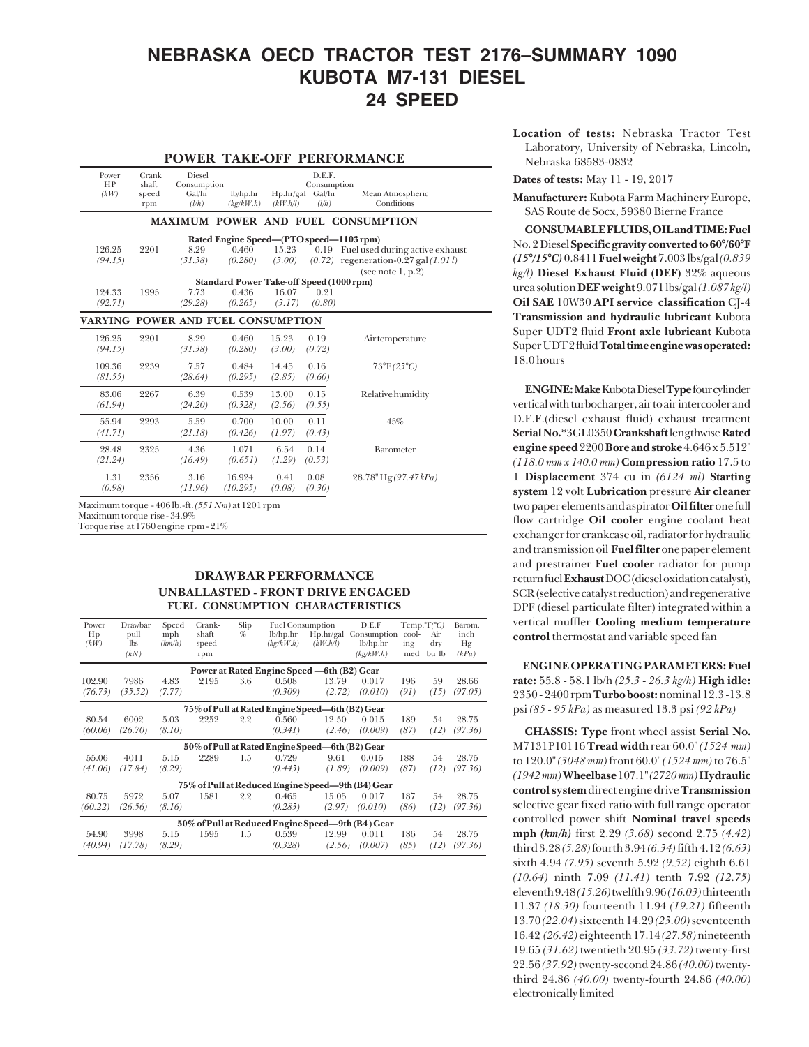# NEBRASKA OECD TRACTOR TEST 2176–SUMMARY 1090
# KUBOTA M7-131 DIESEL
# 24 SPEED

## POWER TAKE-OFF PERFORMANCE

| Power HP *(kW)* | Crank shaft speed rpm | Diesel Consumption Gal/hr *(l/h)* | lb/hp.hr *(kg/kW.h)* | Hp.hr/gal *(kW.h/l)* | D.E.F. Consumption Gal/hr *(l/h)* | Mean Atmospheric Conditions |
|---|---|---|---|---|---|---|
| **MAXIMUM POWER AND FUEL CONSUMPTION** | | | | | | |
| Rated Engine Speed—(PTO speed—1103 rpm) | | | | | | |
| 126.25 *(94.15)* | 2201 | 8.29 *(31.38)* | 0.460 *(0.280)* | 15.23 *(3.00)* | 0.19 *(0.72)* | Fuel used during active exhaust regeneration-0.27 gal *(1.01 l)* (see note 1, p.2) |
| Standard Power Take-off Speed (1000 rpm) | | | | | | |
| 124.33 *(92.71)* | 1995 | 7.73 *(29.28)* | 0.436 *(0.265)* | 16.07 *(3.17)* | 0.21 *(0.80)* | |
| **VARYING POWER AND FUEL CONSUMPTION** | | | | | | |
| 126.25 *(94.15)* | 2201 | 8.29 *(31.38)* | 0.460 *(0.280)* | 15.23 *(3.00)* | 0.19 *(0.72)* | Air temperature |
| 109.36 *(81.55)* | 2239 | 7.57 *(28.64)* | 0.484 *(0.295)* | 14.45 *(2.85)* | 0.16 *(0.60)* | 73°F *(23°C)* |
| 83.06 *(61.94)* | 2267 | 6.39 *(24.20)* | 0.539 *(0.328)* | 13.00 *(2.56)* | 0.15 *(0.55)* | Relative humidity |
| 55.94 *(41.71)* | 2293 | 5.59 *(21.18)* | 0.700 *(0.426)* | 10.00 *(1.97)* | 0.11 *(0.43)* | 45% |
| 28.48 *(21.24)* | 2325 | 4.36 *(16.49)* | 1.071 *(0.651)* | 6.54 *(1.29)* | 0.14 *(0.53)* | Barometer |
| 1.31 *(0.98)* | 2356 | 3.16 *(11.96)* | 16.924 *(10.295)* | 0.41 *(0.08)* | 0.08 *(0.30)* | 28.78" Hg *(97.47 kPa)* |

Maximum torque - 406 lb.-ft. *(551 Nm)* at 1201 rpm
Maximum torque rise - 34.9%
Torque rise at 1760 engine rpm - 21%

## DRAWBAR PERFORMANCE
### UNBALLASTED - FRONT DRIVE ENGAGED
### FUEL CONSUMPTION CHARACTERISTICS

| Power Hp *(kW)* | Drawbar pull lbs *(kN)* | Speed mph *(km/h)* | Crank-shaft speed rpm | Slip % | Fuel Consumption lb/hp.hr *(kg/kW.h)* | Hp.hr/gal *(kW.h/l)* | D.E.F Consumption lb/hp.hr *(kg/kW.h)* | Temp.°F(°C) cool-ing med | Air dry bu lb | Barom. inch Hg *(kPa)* |
|---|---|---|---|---|---|---|---|---|---|---|
| **Power at Rated Engine Speed —6th (B2) Gear** | | | | | | | | | | |
| 102.90 *(76.73)* | 7986 *(35.52)* | 4.83 *(7.77)* | 2195 | 3.6 | 0.508 *(0.309)* | 13.79 *(2.72)* | 0.017 *(0.010)* | 196 *(91)* | 59 *(15)* | 28.66 *(97.05)* |
| **75% of Pull at Rated Engine Speed—6th (B2) Gear** | | | | | | | | | | |
| 80.54 *(60.06)* | 6002 *(26.70)* | 5.03 *(8.10)* | 2252 | 2.2 | 0.560 *(0.341)* | 12.50 *(2.46)* | 0.015 *(0.009)* | 189 *(87)* | 54 *(12)* | 28.75 *(97.36)* |
| **50% of Pull at Rated Engine Speed—6th (B2) Gear** | | | | | | | | | | |
| 55.06 *(41.06)* | 4011 *(17.84)* | 5.15 *(8.29)* | 2289 | 1.5 | 0.729 *(0.443)* | 9.61 *(1.89)* | 0.015 *(0.009)* | 188 *(87)* | 54 *(12)* | 28.75 *(97.36)* |
| **75% of Pull at Reduced Engine Speed—9th (B4) Gear** | | | | | | | | | | |
| 80.75 *(60.22)* | 5972 *(26.56)* | 5.07 *(8.16)* | 1581 | 2.2 | 0.465 *(0.283)* | 15.05 *(2.97)* | 0.017 *(0.010)* | 187 *(86)* | 54 *(12)* | 28.75 *(97.36)* |
| **50% of Pull at Reduced Engine Speed—9th (B4) Gear** | | | | | | | | | | |
| 54.90 *(40.94)* | 3998 *(17.78)* | 5.15 *(8.29)* | 1595 | 1.5 | 0.539 *(0.328)* | 12.99 *(2.56)* | 0.011 *(0.007)* | 186 *(85)* | 54 *(12)* | 28.75 *(97.36)* |

**Location of tests:** Nebraska Tractor Test Laboratory, University of Nebraska, Lincoln, Nebraska 68583-0832

**Dates of tests:** May 11 - 19, 2017

**Manufacturer:** Kubota Farm Machinery Europe, SAS Route de Socx, 59380 Bierne France

**CONSUMABLE FLUIDS, OIL and TIME: Fuel** No. 2 Diesel **Specific gravity converted to 60°/60°F *(15°/15°C)*** 0.8411 **Fuel weight** 7.003 lbs/gal *(0.839 kg/l)* **Diesel Exhaust Fluid (DEF)** 32% aqueous urea solution **DEF weight** 9.071 lbs/gal *(1.087 kg/l)* **Oil SAE** 10W30 **API service classification** CJ-4 **Transmission and hydraulic lubricant** Kubota Super UDT2 fluid **Front axle lubricant** Kubota Super UDT2 fluid **Total time engine was operated:** 18.0 hours

**ENGINE: Make** Kubota Diesel **Type** four cylinder vertical with turbocharger, air to air intercooler and D.E.F.(diesel exhaust fluid) exhaust treatment **Serial No.** *3GL0350 **Crankshaft** lengthwise **Rated engine speed** 2200 **Bore and stroke** 4.646 x 5.512" *(118.0 mm x 140.0 mm)* **Compression ratio** 17.5 to 1 **Displacement** 374 cu in *(6124 ml)* **Starting system** 12 volt **Lubrication** pressure **Air cleaner** two paper elements and aspirator **Oil filter** one full flow cartridge **Oil cooler** engine coolant heat exchanger for crankcase oil, radiator for hydraulic and transmission oil **Fuel filter** one paper element and prestrainer **Fuel cooler** radiator for pump return fuel **Exhaust** DOC (diesel oxidation catalyst), SCR (selective catalyst reduction) and regenerative DPF (diesel particulate filter) integrated within a vertical muffler **Cooling medium temperature control** thermostat and variable speed fan

**ENGINE OPERATING PARAMETERS: Fuel rate:** 55.8 - 58.1 lb/h *(25.3 - 26.3 kg/h)* **High idle:** 2350 - 2400 rpm **Turbo boost:** nominal 12.3 - 13.8 psi *(85 - 95 kPa)* as measured 13.3 psi *(92 kPa)*

**CHASSIS: Type** front wheel assist **Serial No.** M7131P10116 **Tread width** rear 60.0" *(1524 mm)* to 120.0" *(3048 mm)* front 60.0" *(1524 mm)* to 76.5" *(1942 mm)* **Wheelbase** 107.1" *(2720 mm)* **Hydraulic control system** direct engine drive **Transmission** selective gear fixed ratio with full range operator controlled power shift **Nominal travel speeds mph *(km/h)*** first 2.29 *(3.68)* second 2.75 *(4.42)* third 3.28 *(5.28)* fourth 3.94 *(6.34)* fifth 4.12 *(6.63)* sixth 4.94 *(7.95)* seventh 5.92 *(9.52)* eighth 6.61 *(10.64)* ninth 7.09 *(11.41)* tenth 7.92 *(12.75)* eleventh 9.48 *(15.26)* twelfth 9.96 *(16.03)* thirteenth 11.37 *(18.30)* fourteenth 11.94 *(19.21)* fifteenth 13.70 *(22.04)* sixteenth 14.29 *(23.00)* seventeenth 16.42 *(26.42)* eighteenth 17.14 *(27.58)* nineteenth 19.65 *(31.62)* twentieth 20.95 *(33.72)* twenty-first 22.56 *(37.92)* twenty-second 24.86 *(40.00)* twenty-third 24.86 *(40.00)* twenty-fourth 24.86 *(40.00)* electronically limited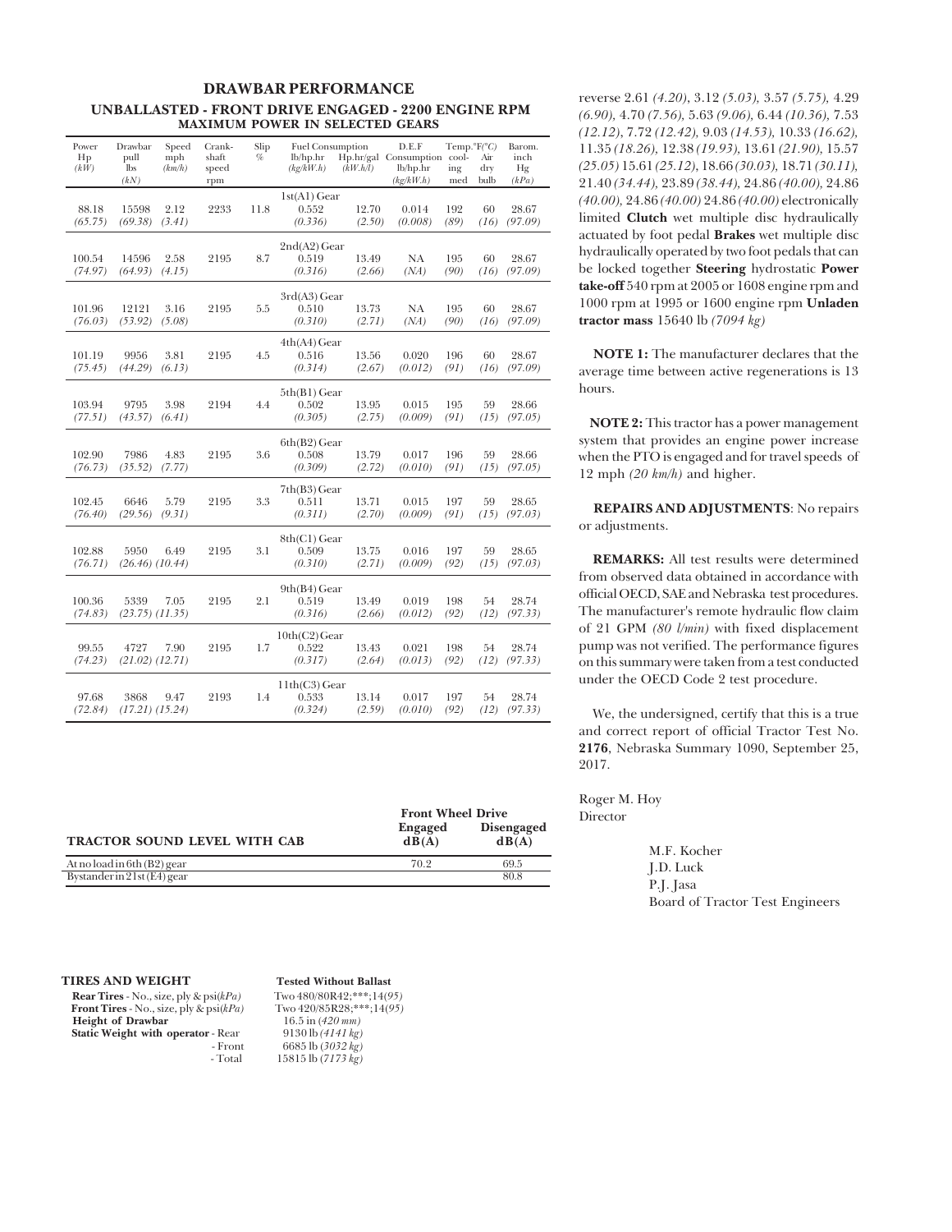## DRAWBAR PERFORMANCE

### UNBALLASTED - FRONT DRIVE ENGAGED - 2200 ENGINE RPM
### MAXIMUM POWER IN SELECTED GEARS

| Power Hp *(kW)* | Drawbar pull lbs *(kN)* | Speed mph *(km/h)* | Crank-shaft speed rpm | Slip % | Fuel Consumption lb/hp.hr *(kg/kW.h)* | Hp.hr/gal *(kW.h/l)* | D.E.F Consumption lb/hp.hr *(kg/kW.h)* | Temp.°F(°C) cool-ing med | Air dry bulb | Barom. inch Hg *(kPa)* |
|---|---|---|---|---|---|---|---|---|---|---|
| | | | | | 1st(A1) Gear | | | | | |
| 88.18 *(65.75)* | 15598 *(69.38)* | 2.12 *(3.41)* | 2233 | 11.8 | 0.552 *(0.336)* | 12.70 *(2.50)* | 0.014 *(0.008)* | 192 *(89)* | 60 *(16)* | 28.67 *(97.09)* |
| | | | | | 2nd(A2) Gear | | | | | |
| 100.54 *(74.97)* | 14596 *(64.93)* | 2.58 *(4.15)* | 2195 | 8.7 | 0.519 *(0.316)* | 13.49 *(2.66)* | NA *(NA)* | 195 *(90)* | 60 *(16)* | 28.67 *(97.09)* |
| | | | | | 3rd(A3) Gear | | | | | |
| 101.96 *(76.03)* | 12121 *(53.92)* | 3.16 *(5.08)* | 2195 | 5.5 | 0.510 *(0.310)* | 13.73 *(2.71)* | NA *(NA)* | 195 *(90)* | 60 *(16)* | 28.67 *(97.09)* |
| | | | | | 4th(A4) Gear | | | | | |
| 101.19 *(75.45)* | 9956 *(44.29)* | 3.81 *(6.13)* | 2195 | 4.5 | 0.516 *(0.314)* | 13.56 *(2.67)* | 0.020 *(0.012)* | 196 *(91)* | 60 *(16)* | 28.67 *(97.09)* |
| | | | | | 5th(B1) Gear | | | | | |
| 103.94 *(77.51)* | 9795 *(43.57)* | 3.98 *(6.41)* | 2194 | 4.4 | 0.502 *(0.305)* | 13.95 *(2.75)* | 0.015 *(0.009)* | 195 *(91)* | 59 *(15)* | 28.66 *(97.05)* |
| | | | | | 6th(B2) Gear | | | | | |
| 102.90 *(76.73)* | 7986 *(35.52)* | 4.83 *(7.77)* | 2195 | 3.6 | 0.508 *(0.309)* | 13.79 *(2.72)* | 0.017 *(0.010)* | 196 *(91)* | 59 *(15)* | 28.66 *(97.05)* |
| | | | | | 7th(B3) Gear | | | | | |
| 102.45 *(76.40)* | 6646 *(29.56)* | 5.79 *(9.31)* | 2195 | 3.3 | 0.511 *(0.311)* | 13.71 *(2.70)* | 0.015 *(0.009)* | 197 *(91)* | 59 *(15)* | 28.65 *(97.03)* |
| | | | | | 8th(C1) Gear | | | | | |
| 102.88 *(76.71)* | 5950 *(26.46)* | 6.49 *(10.44)* | 2195 | 3.1 | 0.509 *(0.310)* | 13.75 *(2.71)* | 0.016 *(0.009)* | 197 *(92)* | 59 *(15)* | 28.65 *(97.03)* |
| | | | | | 9th(B4) Gear | | | | | |
| 100.36 *(74.83)* | 5339 *(23.75)* | 7.05 *(11.35)* | 2195 | 2.1 | 0.519 *(0.316)* | 13.49 *(2.66)* | 0.019 *(0.012)* | 198 *(92)* | 54 *(12)* | 28.74 *(97.33)* |
| | | | | | 10th(C2) Gear | | | | | |
| 99.55 *(74.23)* | 4727 *(21.02)* | 7.90 *(12.71)* | 2195 | 1.7 | 0.522 *(0.317)* | 13.43 *(2.64)* | 0.021 *(0.013)* | 198 *(92)* | 54 *(12)* | 28.74 *(97.33)* |
| | | | | | 11th(C3) Gear | | | | | |
| 97.68 *(72.84)* | 3868 *(17.21)* | 9.47 *(15.24)* | 2193 | 1.4 | 0.533 *(0.324)* | 13.14 *(2.59)* | 0.017 *(0.010)* | 197 *(92)* | 54 *(12)* | 28.74 *(97.33)* |

| TRACTOR SOUND LEVEL WITH CAB | Front Wheel Drive Engaged dB(A) | Front Wheel Drive Disengaged dB(A) |
|---|---|---|
| At no load in 6th (B2) gear | 70.2 | 69.5 |
| Bystander in 21st (E4) gear | | 80.8 |

| TIRES AND WEIGHT | Tested Without Ballast |
|---|---|
| **Rear Tires** - No., size, ply & psi*(kPa)* | Two 480/80R42;***;14*(95)* |
| **Front Tires** - No., size, ply & psi*(kPa)* | Two 420/85R28;***;14*(95)* |
| **Height of Drawbar** | 16.5 in *(420 mm)* |
| **Static Weight with operator** - Rear | 9130 lb *(4141 kg)* |
| - Front | 6685 lb *(3032 kg)* |
| - Total | 15815 lb *(7173 kg)* |

reverse 2.61 *(4.20)*, 3.12 *(5.03)*, 3.57 *(5.75)*, 4.29 *(6.90)*, 4.70 *(7.56)*, 5.63 *(9.06)*, 6.44 *(10.36)*, 7.53 *(12.12)*, 7.72 *(12.42)*, 9.03 *(14.53)*, 10.33 *(16.62)*, 11.35 *(18.26)*, 12.38 *(19.93)*, 13.61 *(21.90)*, 15.57 *(25.05)* 15.61 *(25.12)*, 18.66 *(30.03)*, 18.71 *(30.11)*, 21.40 *(34.44)*, 23.89 *(38.44)*, 24.86 *(40.00)*, 24.86 *(40.00)*, 24.86 *(40.00)* 24.86 *(40.00)* electronically limited **Clutch** wet multiple disc hydraulically actuated by foot pedal **Brakes** wet multiple disc hydraulically operated by two foot pedals that can be locked together **Steering** hydrostatic **Power take-off** 540 rpm at 2005 or 1608 engine rpm and 1000 rpm at 1995 or 1600 engine rpm **Unladen tractor mass** 15640 lb *(7094 kg)*

**NOTE 1:** The manufacturer declares that the average time between active regenerations is 13 hours.

**NOTE 2:** This tractor has a power management system that provides an engine power increase when the PTO is engaged and for travel speeds of 12 mph *(20 km/h)* and higher.

**REPAIRS AND ADJUSTMENTS**: No repairs or adjustments.

**REMARKS:** All test results were determined from observed data obtained in accordance with official OECD, SAE and Nebraska test procedures. The manufacturer's remote hydraulic flow claim of 21 GPM *(80 l/min)* with fixed displacement pump was not verified. The performance figures on this summary were taken from a test conducted under the OECD Code 2 test procedure.

We, the undersigned, certify that this is a true and correct report of official Tractor Test No. **2176**, Nebraska Summary 1090, September 25, 2017.

Roger M. Hoy
Director

M.F. Kocher
J.D. Luck
P.J. Jasa
Board of Tractor Test Engineers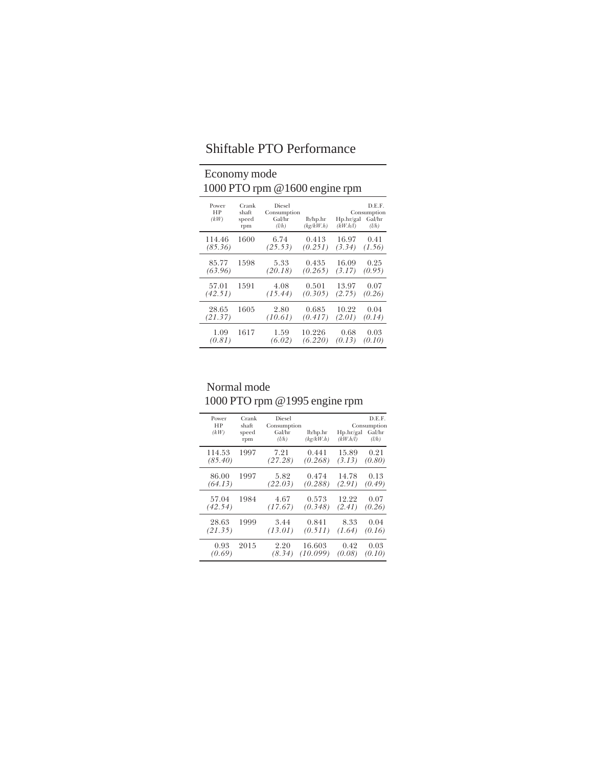# Shiftable PTO Performance

## Economy mode

### 1000 PTO rpm @1600 engine rpm

| Power HP *(kW)* | Crank shaft speed rpm | Diesel Consumption Gal/hr *(l/h)* | lb/hp.hr *(kg/kW.h)* | Hp.hr/gal *(kW.h/l)* | D.E.F. Consumption Gal/hr *(l/h)* |
|---|---|---|---|---|---|
| 114.46 *(85.36)* | 1600 | 6.74 *(25.53)* | 0.413 *(0.251)* | 16.97 *(3.34)* | 0.41 *(1.56)* |
| 85.77 *(63.96)* | 1598 | 5.33 *(20.18)* | 0.435 *(0.265)* | 16.09 *(3.17)* | 0.25 *(0.95)* |
| 57.01 *(42.51)* | 1591 | 4.08 *(15.44)* | 0.501 *(0.305)* | 13.97 *(2.75)* | 0.07 *(0.26)* |
| 28.65 *(21.37)* | 1605 | 2.80 *(10.61)* | 0.685 *(0.417)* | 10.22 *(2.01)* | 0.04 *(0.14)* |
| 1.09 *(0.81)* | 1617 | 1.59 *(6.02)* | 10.226 *(6.220)* | 0.68 *(0.13)* | 0.03 *(0.10)* |

## Normal mode

### 1000 PTO rpm @1995 engine rpm

| Power HP *(kW)* | Crank shaft speed rpm | Diesel Consumption Gal/hr *(l/h)* | lb/hp.hr *(kg/kW.h)* | Hp.hr/gal *(kW.h/l)* | D.E.F. Consumption Gal/hr *(l/h)* |
|---|---|---|---|---|---|
| 114.53 *(85.40)* | 1997 | 7.21 *(27.28)* | 0.441 *(0.268)* | 15.89 *(3.13)* | 0.21 *(0.80)* |
| 86.00 *(64.13)* | 1997 | 5.82 *(22.03)* | 0.474 *(0.288)* | 14.78 *(2.91)* | 0.13 *(0.49)* |
| 57.04 *(42.54)* | 1984 | 4.67 *(17.67)* | 0.573 *(0.348)* | 12.22 *(2.41)* | 0.07 *(0.26)* |
| 28.63 *(21.35)* | 1999 | 3.44 *(13.01)* | 0.841 *(0.511)* | 8.33 *(1.64)* | 0.04 *(0.16)* |
| 0.93 *(0.69)* | 2015 | 2.20 *(8.34)* | 16.603 *(10.099)* | 0.42 *(0.08)* | 0.03 *(0.10)* |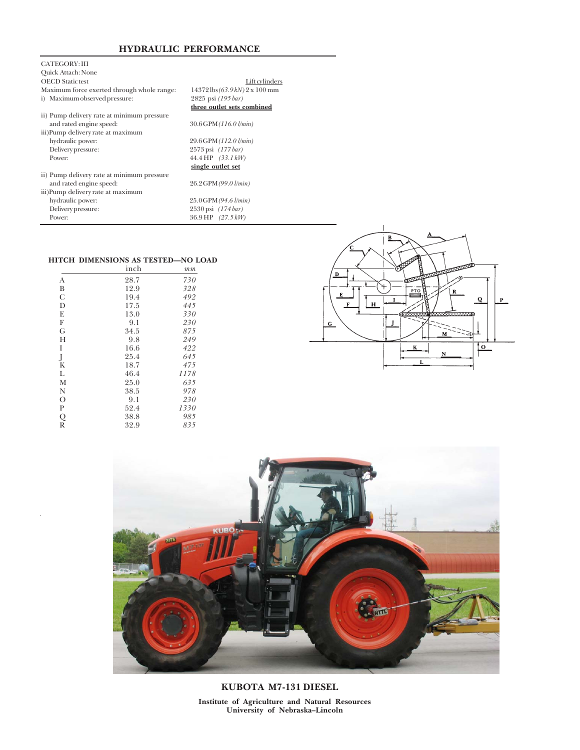## HYDRAULIC PERFORMANCE

| | |
|---|---|
| CATEGORY: III | |
| Quick Attach: None | |
| OECD Static test | Lift cylinders |
| Maximum force exerted through whole range: | 14372 lbs *(63.9 kN)* 2 x 100 mm |
| i) Maximum observed pressure: | 2825 psi *(195 bar)* |
| | **three outlet sets combined** |
| ii) Pump delivery rate at minimum pressure and rated engine speed: | 30.6 GPM *(116.0 l/min)* |
| iii) Pump delivery rate at maximum hydraulic power: | 29.6 GPM *(112.0 l/min)* |
| Delivery pressure: | 2573 psi *(177 bar)* |
| Power: | 44.4 HP *(33.1 kW)* |
| | **single outlet set** |
| ii) Pump delivery rate at minimum pressure and rated engine speed: | 26.2 GPM *(99.0 l/min)* |
| iii) Pump delivery rate at maximum hydraulic power: | 25.0 GPM *(94.6 l/min)* |
| Delivery pressure: | 2530 psi *(174 bar)* |
| Power: | 36.9 HP *(27.5 kW)* |

### HITCH DIMENSIONS AS TESTED—NO LOAD

| | inch | *mm* |
|---|---|---|
| A | 28.7 | *730* |
| B | 12.9 | *328* |
| C | 19.4 | *492* |
| D | 17.5 | *445* |
| E | 13.0 | *330* |
| F | 9.1 | *230* |
| G | 34.5 | *875* |
| H | 9.8 | *249* |
| I | 16.6 | *422* |
| J | 25.4 | *645* |
| K | 18.7 | *475* |
| L | 46.4 | *1178* |
| M | 25.0 | *635* |
| N | 38.5 | *978* |
| O | 9.1 | *230* |
| P | 52.4 | *1330* |
| Q | 38.8 | *985* |
| R | 32.9 | *835* |

A B C D E F G H I J K L M N O P Q R PTO

**KUBOTA M7-131 DIESEL**

**Institute of Agriculture and Natural Resources**
**University of Nebraska–Lincoln**